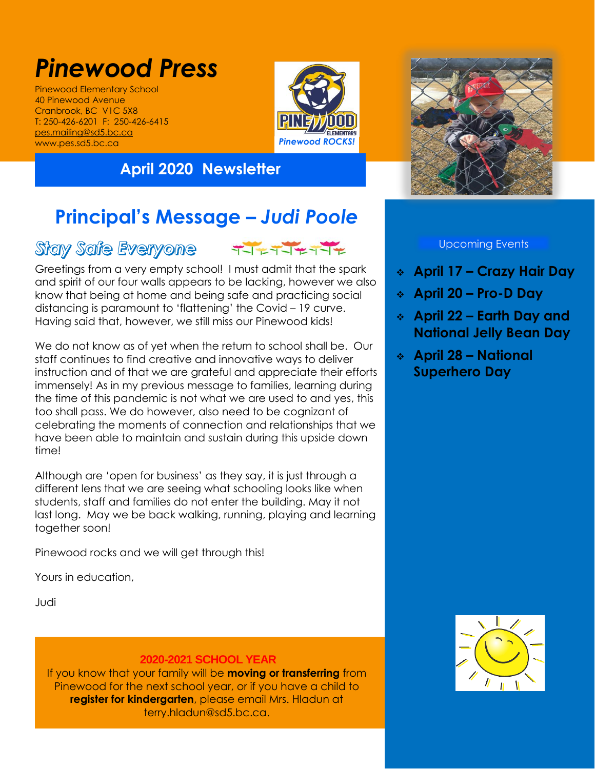# *Pinewood Press*

Pinewood Elementary School
40 Pinewood Avenue
Cranbrook, BC V1C 5X8
T: 250-426-6201 F: 250-426-6415
pes.mailing@sd5.bc.ca
www.pes.sd5.bc.ca

Pinewood ROCKS!

## April 2020 Newsletter

## Principal's Message – *Judi Poole*

### Stay Safe Everyone

Greetings from a very empty school! I must admit that the spark and spirit of our four walls appears to be lacking, however we also know that being at home and being safe and practicing social distancing is paramount to 'flattening' the Covid – 19 curve. Having said that, however, we still miss our Pinewood kids!

We do not know as of yet when the return to school shall be. Our staff continues to find creative and innovative ways to deliver instruction and of that we are grateful and appreciate their efforts immensely! As in my previous message to families, learning during the time of this pandemic is not what we are used to and yes, this too shall pass. We do however, also need to be cognizant of celebrating the moments of connection and relationships that we have been able to maintain and sustain during this upside down time!

Although are 'open for business' as they say, it is just through a different lens that we are seeing what schooling looks like when students, staff and families do not enter the building. May it not last long. May we be back walking, running, playing and learning together soon!

Pinewood rocks and we will get through this!

Yours in education,

Judi

**2020-2021 SCHOOL YEAR**

If you know that your family will be **moving or transferring** from Pinewood for the next school year, or if you have a child to **register for kindergarten**, please email Mrs. Hladun at terry.hladun@sd5.bc.ca.

### Upcoming Events

- **April 17 – Crazy Hair Day**
- **April 20 – Pro-D Day**
- **April 22 – Earth Day and National Jelly Bean Day**
- **April 28 – National Superhero Day**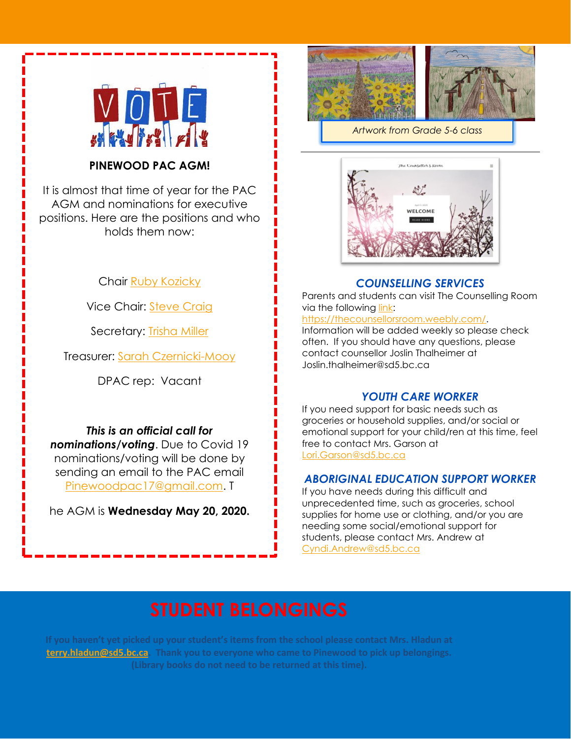## PINEWOOD PAC AGM!

It is almost that time of year for the PAC AGM and nominations for executive positions. Here are the positions and who holds them now:

Chair Ruby Kozicky

Vice Chair: Steve Craig

Secretary: Trisha Miller

Treasurer: Sarah Czernicki-Mooy

DPAC rep: Vacant

***This is an official call for nominations/voting***. Due to Covid 19 nominations/voting will be done by sending an email to the PAC email Pinewoodpac17@gmail.com. T

he AGM is **Wednesday May 20, 2020.**

*Artwork from Grade 5-6 class*

### COUNSELLING SERVICES

Parents and students can visit The Counselling Room via the following link: https://thecounsellorsroom.weebly.com/. Information will be added weekly so please check often. If you should have any questions, please contact counsellor Joslin Thalheimer at Joslin.thalheimer@sd5.bc.ca

### YOUTH CARE WORKER

If you need support for basic needs such as groceries or household supplies, and/or social or emotional support for your child/ren at this time, feel free to contact Mrs. Garson at Lori.Garson@sd5.bc.ca

### ABORIGINAL EDUCATION SUPPORT WORKER

If you have needs during this difficult and unprecedented time, such as groceries, school supplies for home use or clothing, and/or you are needing some social/emotional support for students, please contact Mrs. Andrew at Cyndi.Andrew@sd5.bc.ca

## STUDENT BELONGINGS

If you haven't yet picked up your student's items from the school please contact Mrs. Hladun at terry.hladun@sd5.bc.ca Thank you to everyone who came to Pinewood to pick up belongings. (Library books do not need to be returned at this time).